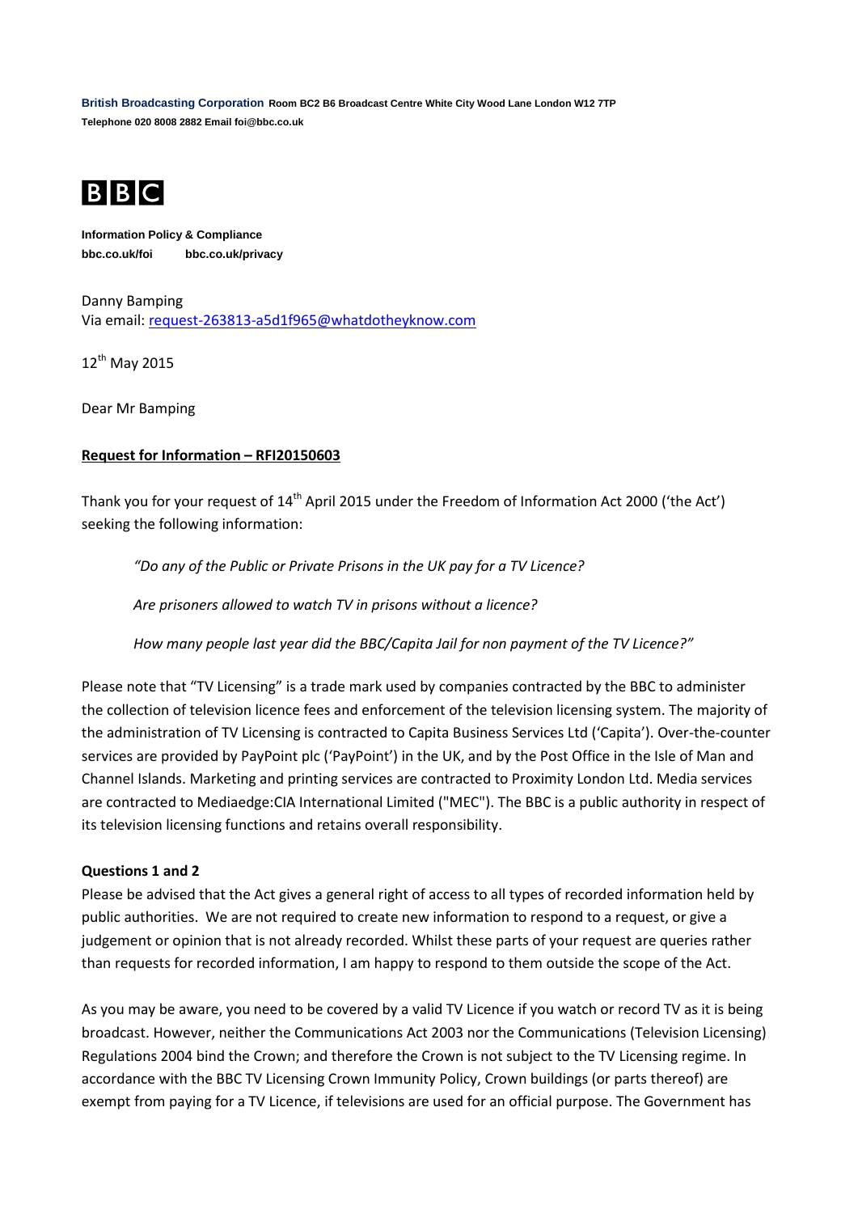**British Broadcasting Corporation** Room BC2 B6 Broadcast Centre White City Wood Lane London W12 7TP
Telephone 020 8008 2882 Email foi@bbc.co.uk

BBC

**Information Policy & Compliance**
**bbc.co.uk/foi** **bbc.co.uk/privacy**

Danny Bamping
Via email: request-263813-a5d1f965@whatdotheyknow.com

12th May 2015

Dear Mr Bamping

**Request for Information – RFI20150603**

Thank you for your request of 14th April 2015 under the Freedom of Information Act 2000 ('the Act') seeking the following information:

> *"Do any of the Public or Private Prisons in the UK pay for a TV Licence?*
>
> *Are prisoners allowed to watch TV in prisons without a licence?*
>
> *How many people last year did the BBC/Capita Jail for non payment of the TV Licence?"*

Please note that "TV Licensing" is a trade mark used by companies contracted by the BBC to administer the collection of television licence fees and enforcement of the television licensing system. The majority of the administration of TV Licensing is contracted to Capita Business Services Ltd ('Capita'). Over-the-counter services are provided by PayPoint plc ('PayPoint') in the UK, and by the Post Office in the Isle of Man and Channel Islands. Marketing and printing services are contracted to Proximity London Ltd. Media services are contracted to Mediaedge:CIA International Limited ("MEC"). The BBC is a public authority in respect of its television licensing functions and retains overall responsibility.

**Questions 1 and 2**

Please be advised that the Act gives a general right of access to all types of recorded information held by public authorities. We are not required to create new information to respond to a request, or give a judgement or opinion that is not already recorded. Whilst these parts of your request are queries rather than requests for recorded information, I am happy to respond to them outside the scope of the Act.

As you may be aware, you need to be covered by a valid TV Licence if you watch or record TV as it is being broadcast. However, neither the Communications Act 2003 nor the Communications (Television Licensing) Regulations 2004 bind the Crown; and therefore the Crown is not subject to the TV Licensing regime. In accordance with the BBC TV Licensing Crown Immunity Policy, Crown buildings (or parts thereof) are exempt from paying for a TV Licence, if televisions are used for an official purpose. The Government has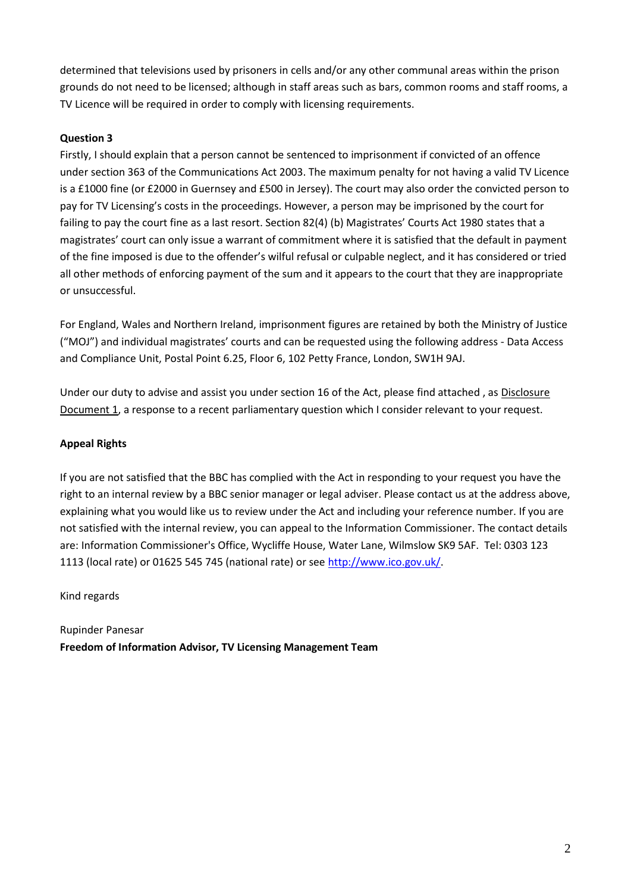determined that televisions used by prisoners in cells and/or any other communal areas within the prison grounds do not need to be licensed; although in staff areas such as bars, common rooms and staff rooms, a TV Licence will be required in order to comply with licensing requirements.

**Question 3**

Firstly, I should explain that a person cannot be sentenced to imprisonment if convicted of an offence under section 363 of the Communications Act 2003. The maximum penalty for not having a valid TV Licence is a £1000 fine (or £2000 in Guernsey and £500 in Jersey). The court may also order the convicted person to pay for TV Licensing's costs in the proceedings. However, a person may be imprisoned by the court for failing to pay the court fine as a last resort. Section 82(4) (b) Magistrates' Courts Act 1980 states that a magistrates' court can only issue a warrant of commitment where it is satisfied that the default in payment of the fine imposed is due to the offender's wilful refusal or culpable neglect, and it has considered or tried all other methods of enforcing payment of the sum and it appears to the court that they are inappropriate or unsuccessful.

For England, Wales and Northern Ireland, imprisonment figures are retained by both the Ministry of Justice ("MOJ") and individual magistrates' courts and can be requested using the following address - Data Access and Compliance Unit, Postal Point 6.25, Floor 6, 102 Petty France, London, SW1H 9AJ.

Under our duty to advise and assist you under section 16 of the Act, please find attached , as Disclosure Document 1, a response to a recent parliamentary question which I consider relevant to your request.

**Appeal Rights**

If you are not satisfied that the BBC has complied with the Act in responding to your request you have the right to an internal review by a BBC senior manager or legal adviser. Please contact us at the address above, explaining what you would like us to review under the Act and including your reference number. If you are not satisfied with the internal review, you can appeal to the Information Commissioner. The contact details are: Information Commissioner's Office, Wycliffe House, Water Lane, Wilmslow SK9 5AF. Tel: 0303 123 1113 (local rate) or 01625 545 745 (national rate) or see http://www.ico.gov.uk/.

Kind regards

Rupinder Panesar
**Freedom of Information Advisor, TV Licensing Management Team**